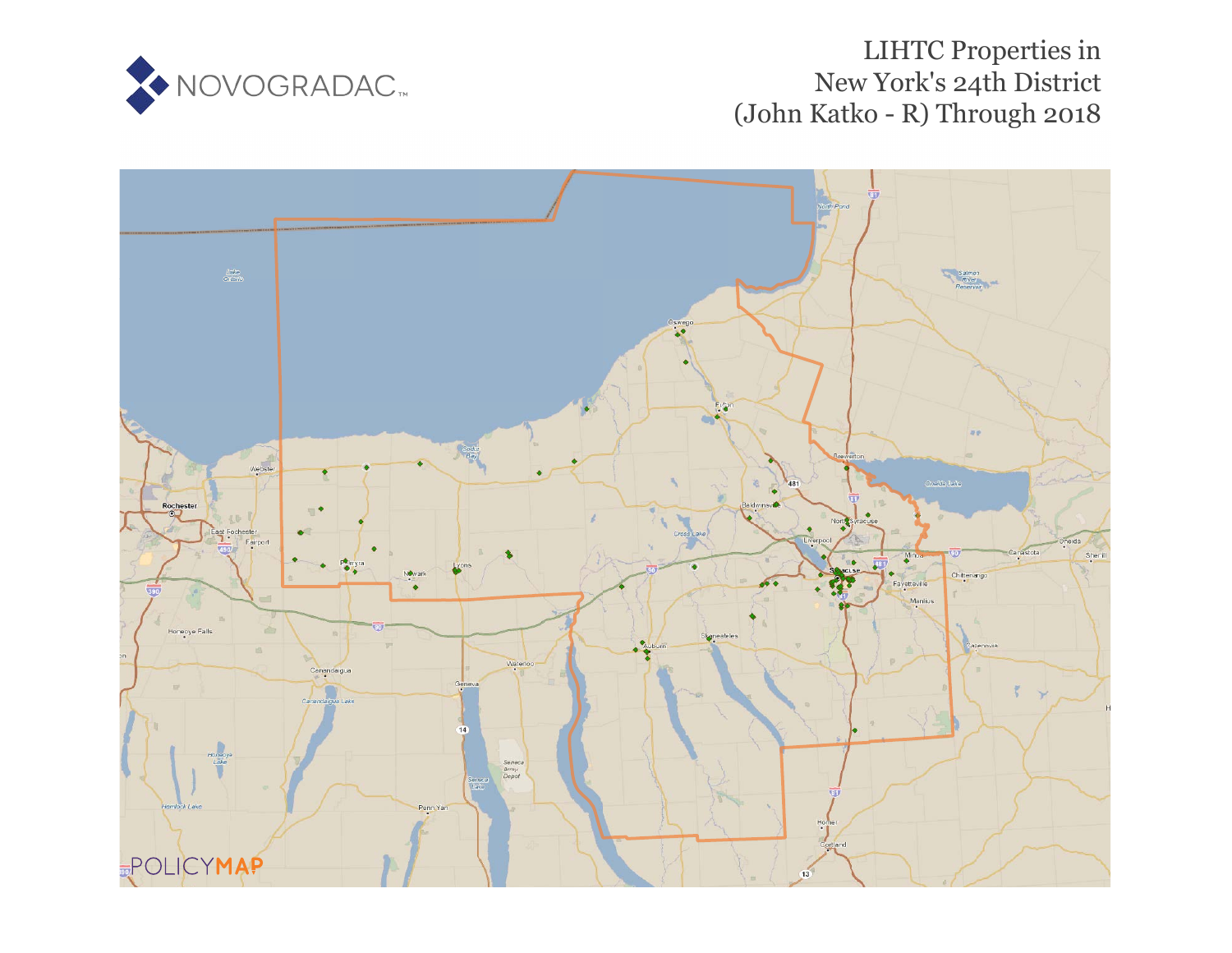# LIHTC Properties in New York's 24th District (John Katko - R) Through 2018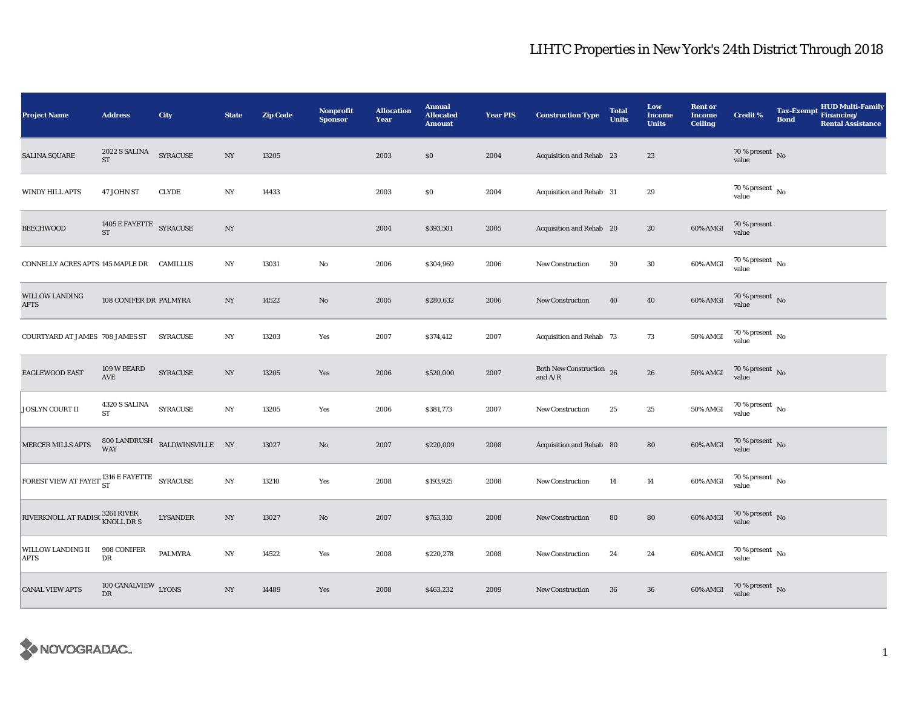# LIHTC Properties in New York's 24th District Through 2018

| Project Name | Address | City | State | Zip Code | Nonprofit Sponsor | Allocation Year | Annual Allocated Amount | Year PIS | Construction Type | Total Units | Low Income Units | Rent or Income Ceiling | Credit % | Tax-Exempt Bond | HUD Multi-Family Financing/ Rental Assistance |
|---|---|---|---|---|---|---|---|---|---|---|---|---|---|---|---|
| SALINA SQUARE | 2022 S SALINA ST | SYRACUSE | NY | 13205 | | 2003 | $0 | 2004 | Acquisition and Rehab | 23 | 23 | | 70 % present value | No | |
| WINDY HILL APTS | 47 JOHN ST | CLYDE | NY | 14433 | | 2003 | $0 | 2004 | Acquisition and Rehab | 31 | 29 | | 70 % present value | No | |
| BEECHWOOD | 1405 E FAYETTE ST | SYRACUSE | NY | | | 2004 | $393,501 | 2005 | Acquisition and Rehab | 20 | 20 | 60% AMGI | 70 % present value | | |
| CONNELLY ACRES APTS | 145 MAPLE DR | CAMILLUS | NY | 13031 | No | 2006 | $304,969 | 2006 | New Construction | 30 | 30 | 60% AMGI | 70 % present value | No | |
| WILLOW LANDING APTS | 108 CONIFER DR | PALMYRA | NY | 14522 | No | 2005 | $280,632 | 2006 | New Construction | 40 | 40 | 60% AMGI | 70 % present value | No | |
| COURTYARD AT JAMES | 708 JAMES ST | SYRACUSE | NY | 13203 | Yes | 2007 | $374,412 | 2007 | Acquisition and Rehab | 73 | 73 | 50% AMGI | 70 % present value | No | |
| EAGLEWOOD EAST | 109 W BEARD AVE | SYRACUSE | NY | 13205 | Yes | 2006 | $520,000 | 2007 | Both New Construction and A/R | 26 | 26 | 50% AMGI | 70 % present value | No | |
| JOSLYN COURT II | 4320 S SALINA ST | SYRACUSE | NY | 13205 | Yes | 2006 | $381,773 | 2007 | New Construction | 25 | 25 | 50% AMGI | 70 % present value | No | |
| MERCER MILLS APTS | 800 LANDRUSH WAY | BALDWINSVILLE | NY | 13027 | No | 2007 | $220,009 | 2008 | Acquisition and Rehab | 80 | 80 | 60% AMGI | 70 % present value | No | |
| FOREST VIEW AT FAYET | 1316 E FAYETTE ST | SYRACUSE | NY | 13210 | Yes | 2008 | $193,925 | 2008 | New Construction | 14 | 14 | 60% AMGI | 70 % present value | No | |
| RIVERKNOLL AT RADISC | 3261 RIVER KNOLL DR S | LYSANDER | NY | 13027 | No | 2007 | $763,310 | 2008 | New Construction | 80 | 80 | 60% AMGI | 70 % present value | No | |
| WILLOW LANDING II APTS | 908 CONIFER DR | PALMYRA | NY | 14522 | Yes | 2008 | $220,278 | 2008 | New Construction | 24 | 24 | 60% AMGI | 70 % present value | No | |
| CANAL VIEW APTS | 100 CANALVIEW DR | LYONS | NY | 14489 | Yes | 2008 | $463,232 | 2009 | New Construction | 36 | 36 | 60% AMGI | 70 % present value | No | |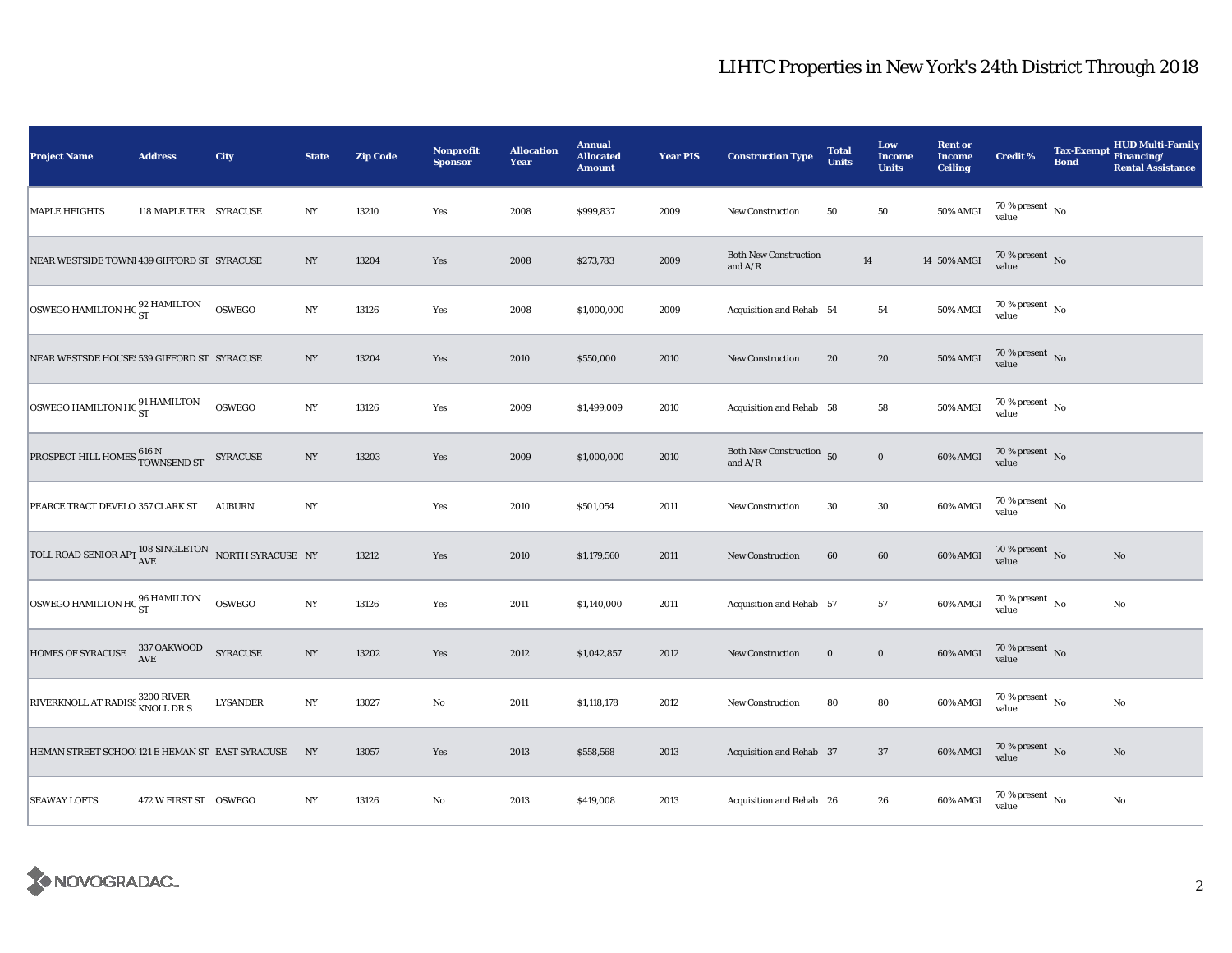# LIHTC Properties in New York's 24th District Through 2018

| Project Name | Address | City | State | Zip Code | Nonprofit Sponsor | Allocation Year | Annual Allocated Amount | Year PIS | Construction Type | Total Units | Low Income Units | Rent or Income Ceiling | Credit % | Tax-Exempt Bond | HUD Multi-Family Financing/ Rental Assistance |
|---|---|---|---|---|---|---|---|---|---|---|---|---|---|---|---|
| MAPLE HEIGHTS | 118 MAPLE TER | SYRACUSE | NY | 13210 | Yes | 2008 | $999,837 | 2009 | New Construction | 50 | 50 | 50% AMGI | 70 % present value | No | |
| NEAR WESTSIDE TOWNI | 439 GIFFORD ST | SYRACUSE | NY | 13204 | Yes | 2008 | $273,783 | 2009 | Both New Construction and A/R | 14 | 14 | 50% AMGI | 70 % present value | No | |
| OSWEGO HAMILTON HC | 92 HAMILTON ST | OSWEGO | NY | 13126 | Yes | 2008 | $1,000,000 | 2009 | Acquisition and Rehab | 54 | 54 | 50% AMGI | 70 % present value | No | |
| NEAR WESTSDE HOUSES | 539 GIFFORD ST | SYRACUSE | NY | 13204 | Yes | 2010 | $550,000 | 2010 | New Construction | 20 | 20 | 50% AMGI | 70 % present value | No | |
| OSWEGO HAMILTON HC | 91 HAMILTON ST | OSWEGO | NY | 13126 | Yes | 2009 | $1,499,009 | 2010 | Acquisition and Rehab | 58 | 58 | 50% AMGI | 70 % present value | No | |
| PROSPECT HILL HOMES | 616 N TOWNSEND ST | SYRACUSE | NY | 13203 | Yes | 2009 | $1,000,000 | 2010 | Both New Construction and A/R | 50 | 0 | 60% AMGI | 70 % present value | No | |
| PEARCE TRACT DEVELO | 357 CLARK ST | AUBURN | NY | | Yes | 2010 | $501,054 | 2011 | New Construction | 30 | 30 | 60% AMGI | 70 % present value | No | |
| TOLL ROAD SENIOR APT | 108 SINGLETON AVE | NORTH SYRACUSE | NY | 13212 | Yes | 2010 | $1,179,560 | 2011 | New Construction | 60 | 60 | 60% AMGI | 70 % present value | No | No |
| OSWEGO HAMILTON HC | 96 HAMILTON ST | OSWEGO | NY | 13126 | Yes | 2011 | $1,140,000 | 2011 | Acquisition and Rehab | 57 | 57 | 60% AMGI | 70 % present value | No | No |
| HOMES OF SYRACUSE | 337 OAKWOOD AVE | SYRACUSE | NY | 13202 | Yes | 2012 | $1,042,857 | 2012 | New Construction | 0 | 0 | 60% AMGI | 70 % present value | No | |
| RIVERKNOLL AT RADISS | 3200 RIVER KNOLL DR S | LYSANDER | NY | 13027 | No | 2011 | $1,118,178 | 2012 | New Construction | 80 | 80 | 60% AMGI | 70 % present value | No | No |
| HEMAN STREET SCHOOI | 121 E HEMAN ST | EAST SYRACUSE | NY | 13057 | Yes | 2013 | $558,568 | 2013 | Acquisition and Rehab | 37 | 37 | 60% AMGI | 70 % present value | No | No |
| SEAWAY LOFTS | 472 W FIRST ST | OSWEGO | NY | 13126 | No | 2013 | $419,008 | 2013 | Acquisition and Rehab | 26 | 26 | 60% AMGI | 70 % present value | No | No |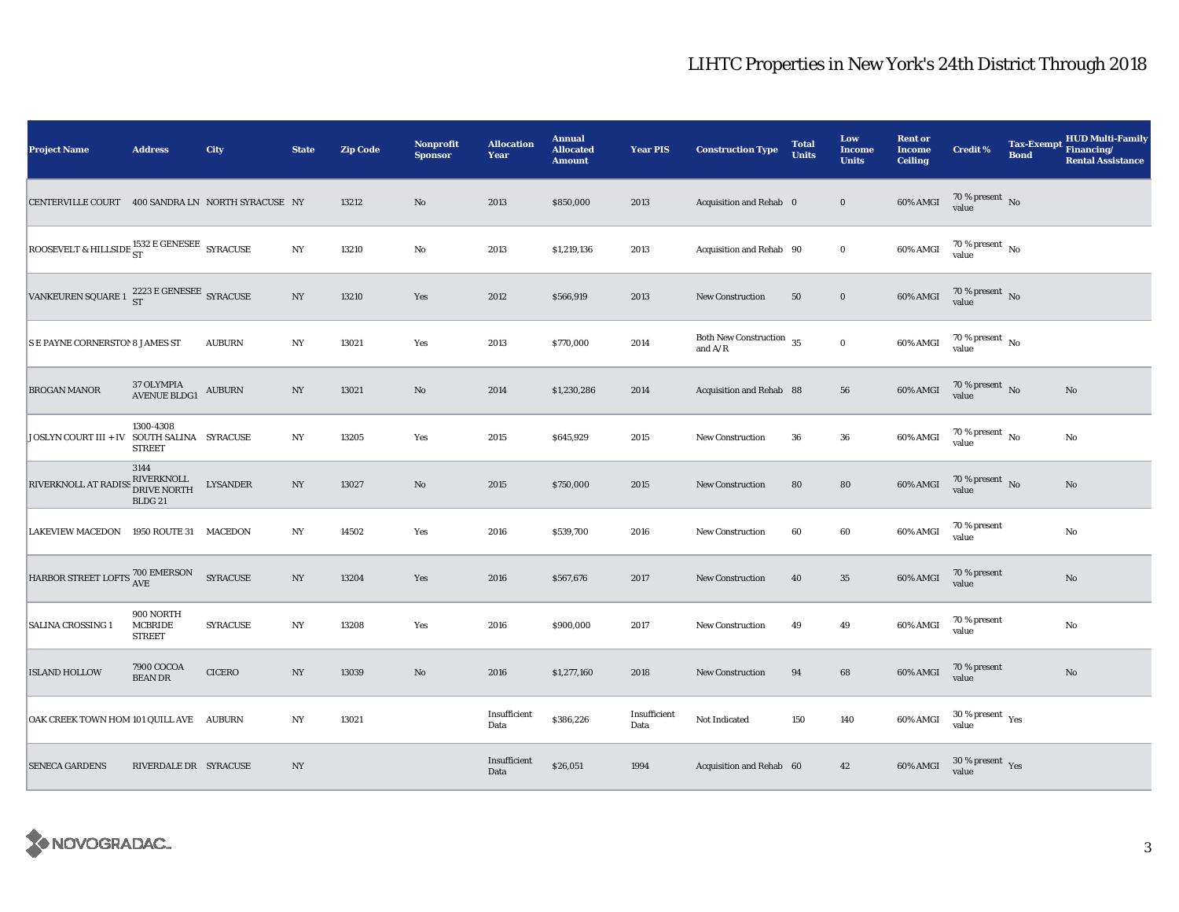# LIHTC Properties in New York's 24th District Through 2018

| Project Name | Address | City | State | Zip Code | Nonprofit Sponsor | Allocation Year | Annual Allocated Amount | Year PIS | Construction Type | Total Units | Low Income Units | Rent or Income Ceiling | Credit % | Tax-Exempt Bond | HUD Multi-Family Financing/ Rental Assistance |
|---|---|---|---|---|---|---|---|---|---|---|---|---|---|---|---|
| CENTERVILLE COURT | 400 SANDRA LN | NORTH SYRACUSE | NY | 13212 | No | 2013 | $850,000 | 2013 | Acquisition and Rehab | 0 | 0 | 60% AMGI | 70 % present value | No | |
| ROOSEVELT & HILLSIDE | 1532 E GENESEE ST | SYRACUSE | NY | 13210 | No | 2013 | $1,219,136 | 2013 | Acquisition and Rehab | 90 | 0 | 60% AMGI | 70 % present value | No | |
| VANKEUREN SQUARE 1 | 2223 E GENESEE ST | SYRACUSE | NY | 13210 | Yes | 2012 | $566,919 | 2013 | New Construction | 50 | 0 | 60% AMGI | 70 % present value | No | |
| S E PAYNE CORNERSTON | 8 JAMES ST | AUBURN | NY | 13021 | Yes | 2013 | $770,000 | 2014 | Both New Construction and A/R | 35 | 0 | 60% AMGI | 70 % present value | No | |
| BROGAN MANOR | 37 OLYMPIA AVENUE BLDG1 | AUBURN | NY | 13021 | No | 2014 | $1,230,286 | 2014 | Acquisition and Rehab | 88 | 56 | 60% AMGI | 70 % present value | No | No |
| JOSLYN COURT III + IV | 1300-4308 SOUTH SALINA STREET | SYRACUSE | NY | 13205 | Yes | 2015 | $645,929 | 2015 | New Construction | 36 | 36 | 60% AMGI | 70 % present value | No | No |
| RIVERKNOLL AT RADISS | 3144 RIVERKNOLL DRIVE NORTH BLDG 21 | LYSANDER | NY | 13027 | No | 2015 | $750,000 | 2015 | New Construction | 80 | 80 | 60% AMGI | 70 % present value | No | No |
| LAKEVIEW MACEDON | 1950 ROUTE 31 | MACEDON | NY | 14502 | Yes | 2016 | $539,700 | 2016 | New Construction | 60 | 60 | 60% AMGI | 70 % present value | | No |
| HARBOR STREET LOFTS | 700 EMERSON AVE | SYRACUSE | NY | 13204 | Yes | 2016 | $567,676 | 2017 | New Construction | 40 | 35 | 60% AMGI | 70 % present value | | No |
| SALINA CROSSING 1 | 900 NORTH MCBRIDE STREET | SYRACUSE | NY | 13208 | Yes | 2016 | $900,000 | 2017 | New Construction | 49 | 49 | 60% AMGI | 70 % present value | | No |
| ISLAND HOLLOW | 7900 COCOA BEAN DR | CICERO | NY | 13039 | No | 2016 | $1,277,160 | 2018 | New Construction | 94 | 68 | 60% AMGI | 70 % present value | | No |
| OAK CREEK TOWN HOM | 101 QUILL AVE | AUBURN | NY | 13021 | | Insufficient Data | $386,226 | Insufficient Data | Not Indicated | 150 | 140 | 60% AMGI | 30 % present value | Yes | |
| SENECA GARDENS | RIVERDALE DR | SYRACUSE | NY | | | Insufficient Data | $26,051 | 1994 | Acquisition and Rehab | 60 | 42 | 60% AMGI | 30 % present value | Yes | |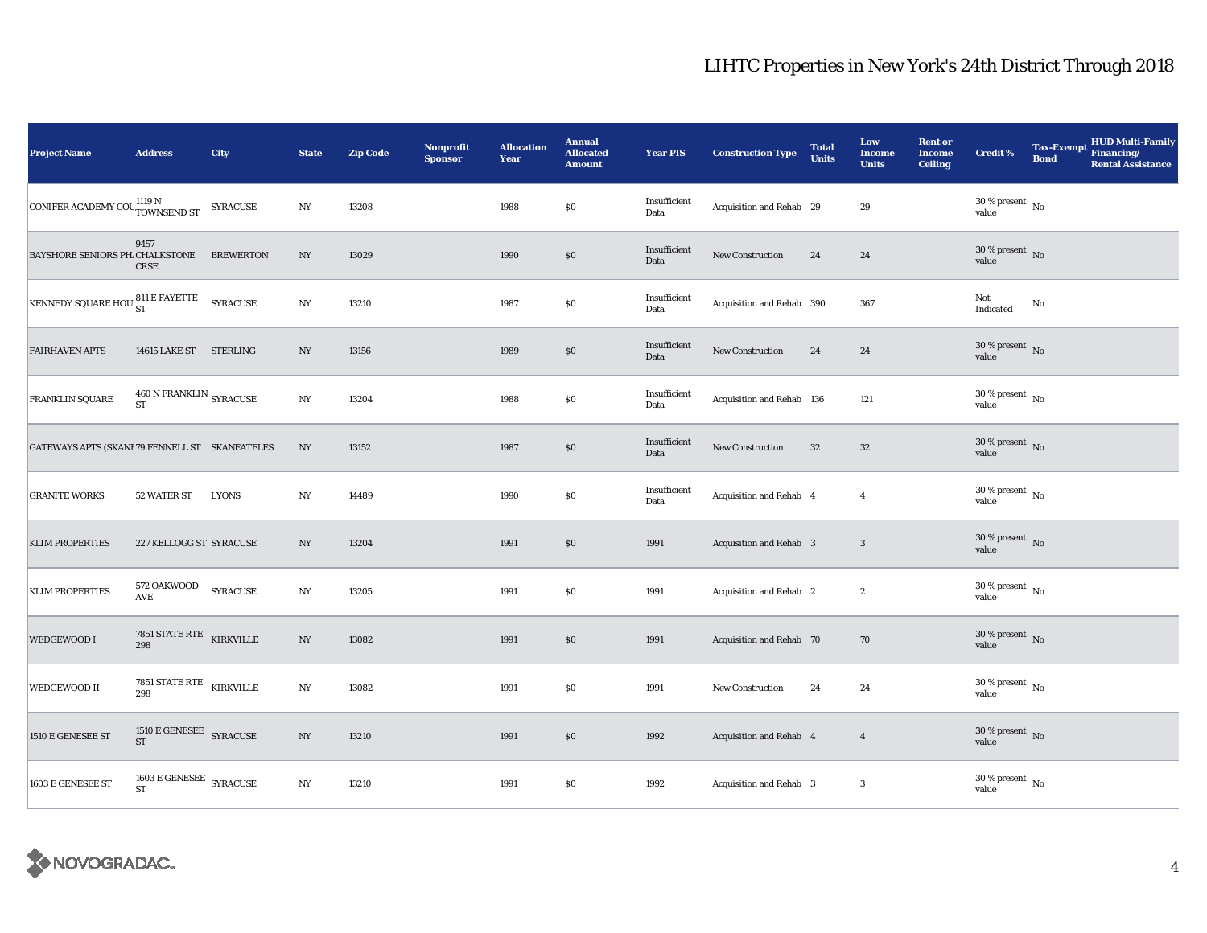## LIHTC Properties in New York's 24th District Through 2018

| Project Name | Address | City | State | Zip Code | Nonprofit Sponsor | Allocation Year | Annual Allocated Amount | Year PIS | Construction Type | Total Units | Low Income Units | Rent or Income Ceiling | Credit % | Tax-Exempt Bond | HUD Multi-Family Financing/ Rental Assistance |
|---|---|---|---|---|---|---|---|---|---|---|---|---|---|---|---|
| CONIFER ACADEMY COU | 1119 N TOWNSEND ST | SYRACUSE | NY | 13208 | | 1988 | $0 | Insufficient Data | Acquisition and Rehab | 29 | 29 | | 30 % present value | No | |
| BAYSHORE SENIORS PH. | 9457 CHALKSTONE CRSE | BREWERTON | NY | 13029 | | 1990 | $0 | Insufficient Data | New Construction | 24 | 24 | | 30 % present value | No | |
| KENNEDY SQUARE HOU | 811 E FAYETTE ST | SYRACUSE | NY | 13210 | | 1987 | $0 | Insufficient Data | Acquisition and Rehab | 390 | 367 | | Not Indicated | No | |
| FAIRHAVEN APTS | 14615 LAKE ST | STERLING | NY | 13156 | | 1989 | $0 | Insufficient Data | New Construction | 24 | 24 | | 30 % present value | No | |
| FRANKLIN SQUARE | 460 N FRANKLIN ST | SYRACUSE | NY | 13204 | | 1988 | $0 | Insufficient Data | Acquisition and Rehab | 136 | 121 | | 30 % present value | No | |
| GATEWAYS APTS (SKANI | 79 FENNELL ST | SKANEATELES | NY | 13152 | | 1987 | $0 | Insufficient Data | New Construction | 32 | 32 | | 30 % present value | No | |
| GRANITE WORKS | 52 WATER ST | LYONS | NY | 14489 | | 1990 | $0 | Insufficient Data | Acquisition and Rehab | 4 | 4 | | 30 % present value | No | |
| KLIM PROPERTIES | 227 KELLOGG ST | SYRACUSE | NY | 13204 | | 1991 | $0 | 1991 | Acquisition and Rehab | 3 | 3 | | 30 % present value | No | |
| KLIM PROPERTIES | 572 OAKWOOD AVE | SYRACUSE | NY | 13205 | | 1991 | $0 | 1991 | Acquisition and Rehab | 2 | 2 | | 30 % present value | No | |
| WEDGEWOOD I | 7851 STATE RTE 298 | KIRKVILLE | NY | 13082 | | 1991 | $0 | 1991 | Acquisition and Rehab | 70 | 70 | | 30 % present value | No | |
| WEDGEWOOD II | 7851 STATE RTE 298 | KIRKVILLE | NY | 13082 | | 1991 | $0 | 1991 | New Construction | 24 | 24 | | 30 % present value | No | |
| 1510 E GENESEE ST | 1510 E GENESEE ST | SYRACUSE | NY | 13210 | | 1991 | $0 | 1992 | Acquisition and Rehab | 4 | 4 | | 30 % present value | No | |
| 1603 E GENESEE ST | 1603 E GENESEE ST | SYRACUSE | NY | 13210 | | 1991 | $0 | 1992 | Acquisition and Rehab | 3 | 3 | | 30 % present value | No | |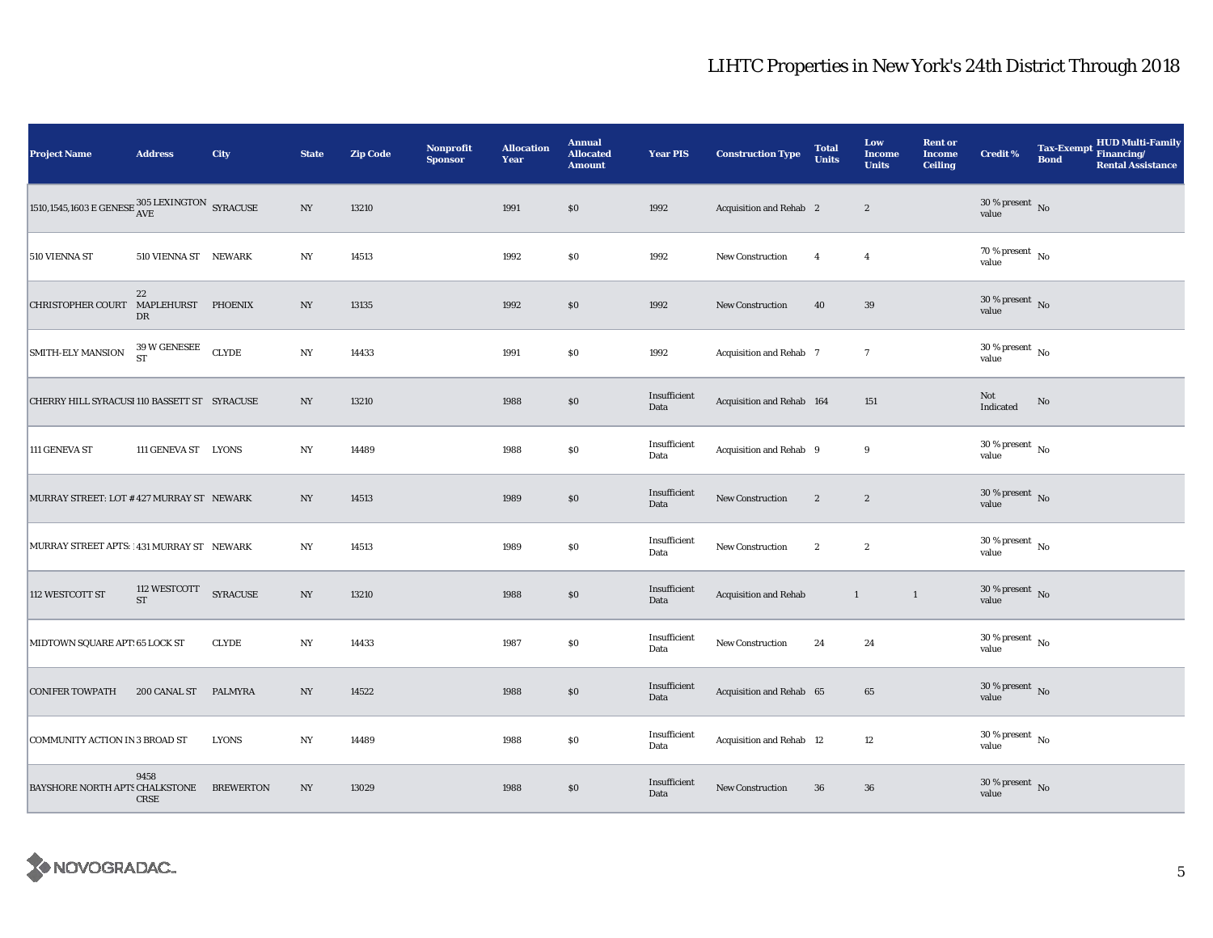| Project Name | Address | City | State | Zip Code | Nonprofit Sponsor | Allocation Year | Annual Allocated Amount | Year PIS | Construction Type | Total Units | Low Income Units | Rent or Income Ceiling | Credit % | Tax-Exempt Bond | HUD Multi-Family Financing/ Rental Assistance |
|---|---|---|---|---|---|---|---|---|---|---|---|---|---|---|---|
| 1510,1545,1603 E GENESE | 305 LEXINGTON AVE | SYRACUSE | NY | 13210 | | 1991 | $0 | 1992 | Acquisition and Rehab | 2 | 2 | | 30 % present value | No | |
| 510 VIENNA ST | 510 VIENNA ST | NEWARK | NY | 14513 | | 1992 | $0 | 1992 | New Construction | 4 | 4 | | 70 % present value | No | |
| CHRISTOPHER COURT | 22 MAPLEHURST DR | PHOENIX | NY | 13135 | | 1992 | $0 | 1992 | New Construction | 40 | 39 | | 30 % present value | No | |
| SMITH-ELY MANSION | 39 W GENESEE ST | CLYDE | NY | 14433 | | 1991 | $0 | 1992 | Acquisition and Rehab | 7 | 7 | | 30 % present value | No | |
| CHERRY HILL SYRACUSI | 110 BASSETT ST | SYRACUSE | NY | 13210 | | 1988 | $0 | Insufficient Data | Acquisition and Rehab | 164 | 151 | | Not Indicated | No | |
| 111 GENEVA ST | 111 GENEVA ST | LYONS | NY | 14489 | | 1988 | $0 | Insufficient Data | Acquisition and Rehab | 9 | 9 | | 30 % present value | No | |
| MURRAY STREET: LOT # | 427 MURRAY ST | NEWARK | NY | 14513 | | 1989 | $0 | Insufficient Data | New Construction | 2 | 2 | | 30 % present value | No | |
| MURRAY STREET APTS: | 431 MURRAY ST | NEWARK | NY | 14513 | | 1989 | $0 | Insufficient Data | New Construction | 2 | 2 | | 30 % present value | No | |
| 112 WESTCOTT ST | 112 WESTCOTT ST | SYRACUSE | NY | 13210 | | 1988 | $0 | Insufficient Data | Acquisition and Rehab | 1 | 1 | | 30 % present value | No | |
| MIDTOWN SQUARE APTS | 65 LOCK ST | CLYDE | NY | 14433 | | 1987 | $0 | Insufficient Data | New Construction | 24 | 24 | | 30 % present value | No | |
| CONIFER TOWPATH | 200 CANAL ST | PALMYRA | NY | 14522 | | 1988 | $0 | Insufficient Data | Acquisition and Rehab | 65 | 65 | | 30 % present value | No | |
| COMMUNITY ACTION IN | 3 BROAD ST | LYONS | NY | 14489 | | 1988 | $0 | Insufficient Data | Acquisition and Rehab | 12 | 12 | | 30 % present value | No | |
| BAYSHORE NORTH APTS | 9458 CHALKSTONE CRSE | BREWERTON | NY | 13029 | | 1988 | $0 | Insufficient Data | New Construction | 36 | 36 | | 30 % present value | No | |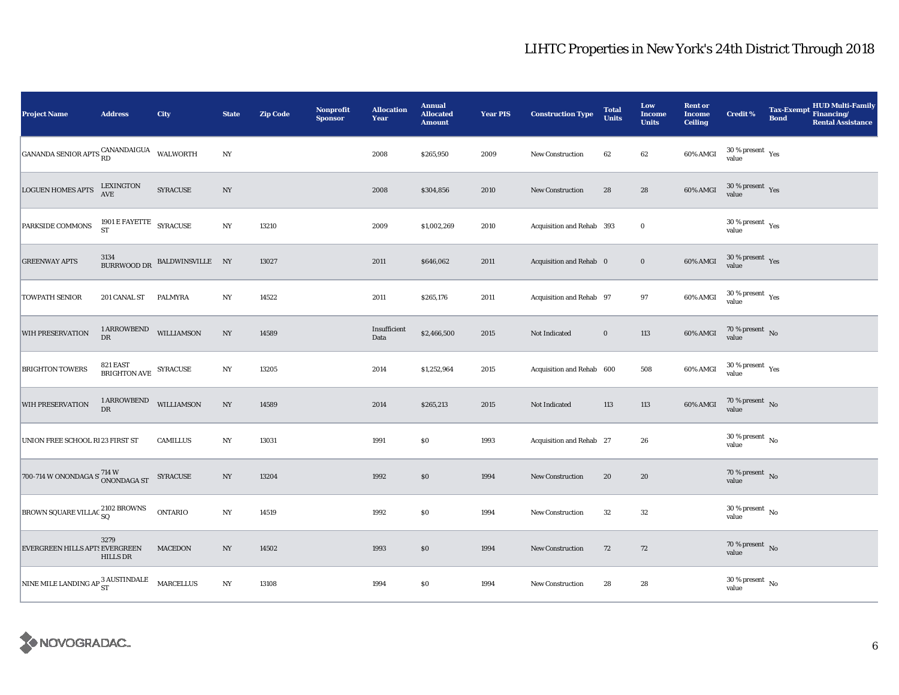# LIHTC Properties in New York's 24th District Through 2018

| Project Name | Address | City | State | Zip Code | Nonprofit Sponsor | Allocation Year | Annual Allocated Amount | Year PIS | Construction Type | Total Units | Low Income Units | Rent or Income Ceiling | Credit % | Tax-Exempt Bond | HUD Multi-Family Financing/ Rental Assistance |
|---|---|---|---|---|---|---|---|---|---|---|---|---|---|---|---|
| GANANDA SENIOR APTS | CANANDAIGUA RD | WALWORTH | NY | | | 2008 | $265,950 | 2009 | New Construction | 62 | 62 | 60% AMGI | 30 % present value | Yes | |
| LOGUEN HOMES APTS | LEXINGTON AVE | SYRACUSE | NY | | | 2008 | $304,856 | 2010 | New Construction | 28 | 28 | 60% AMGI | 30 % present value | Yes | |
| PARKSIDE COMMONS | 1901 E FAYETTE ST | SYRACUSE | NY | 13210 | | 2009 | $1,002,269 | 2010 | Acquisition and Rehab | 393 | 0 | | 30 % present value | Yes | |
| GREENWAY APTS | 3134 BURRWOOD DR | BALDWINSVILLE | NY | 13027 | | 2011 | $646,062 | 2011 | Acquisition and Rehab | 0 | 0 | 60% AMGI | 30 % present value | Yes | |
| TOWPATH SENIOR | 201 CANAL ST | PALMYRA | NY | 14522 | | 2011 | $265,176 | 2011 | Acquisition and Rehab | 97 | 97 | 60% AMGI | 30 % present value | Yes | |
| WIH PRESERVATION | 1 ARROWBEND DR | WILLIAMSON | NY | 14589 | | Insufficient Data | $2,466,500 | 2015 | Not Indicated | 0 | 113 | 60% AMGI | 70 % present value | No | |
| BRIGHTON TOWERS | 821 EAST BRIGHTON AVE | SYRACUSE | NY | 13205 | | 2014 | $1,252,964 | 2015 | Acquisition and Rehab | 600 | 508 | 60% AMGI | 30 % present value | Yes | |
| WIH PRESERVATION | 1 ARROWBEND DR | WILLIAMSON | NY | 14589 | | 2014 | $265,213 | 2015 | Not Indicated | 113 | 113 | 60% AMGI | 70 % present value | No | |
| UNION FREE SCHOOL RI | 23 FIRST ST | CAMILLUS | NY | 13031 | | 1991 | $0 | 1993 | Acquisition and Rehab | 27 | 26 | | 30 % present value | No | |
| 700-714 W ONONDAGA ST | 714 W ONONDAGA ST | SYRACUSE | NY | 13204 | | 1992 | $0 | 1994 | New Construction | 20 | 20 | | 70 % present value | No | |
| BROWN SQUARE VILLAC | 2102 BROWNS SQ | ONTARIO | NY | 14519 | | 1992 | $0 | 1994 | New Construction | 32 | 32 | | 30 % present value | No | |
| EVERGREEN HILLS APTS | 3279 EVERGREEN HILLS DR | MACEDON | NY | 14502 | | 1993 | $0 | 1994 | New Construction | 72 | 72 | | 70 % present value | No | |
| NINE MILE LANDING AP | 3 AUSTINDALE ST | MARCELLUS | NY | 13108 | | 1994 | $0 | 1994 | New Construction | 28 | 28 | | 30 % present value | No | |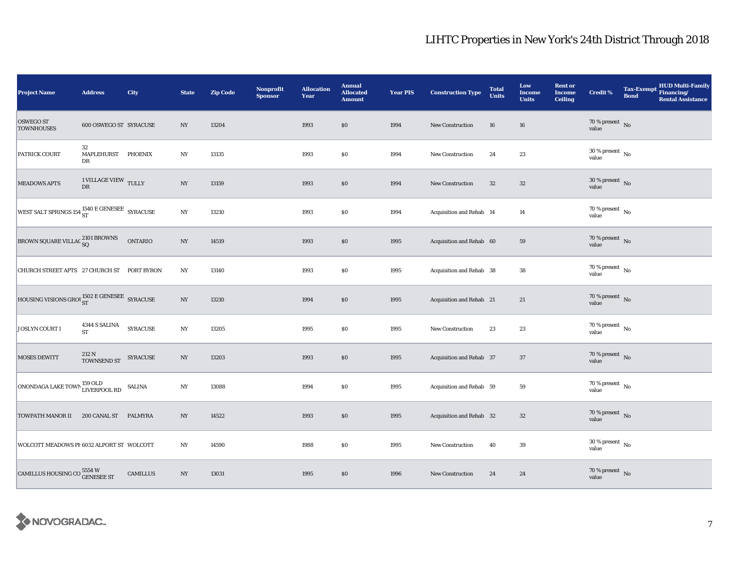# LIHTC Properties in New York's 24th District Through 2018

| Project Name | Address | City | State | Zip Code | Nonprofit Sponsor | Allocation Year | Annual Allocated Amount | Year PIS | Construction Type | Total Units | Low Income Units | Rent or Income Ceiling | Credit % | Tax-Exempt Bond | HUD Multi-Family Financing/ Rental Assistance |
|---|---|---|---|---|---|---|---|---|---|---|---|---|---|---|---|
| OSWEGO ST TOWNHOUSES | 600 OSWEGO ST | SYRACUSE | NY | 13204 | | 1993 | $0 | 1994 | New Construction | 16 | 16 | | 70 % present value | No | |
| PATRICK COURT | 32 MAPLEHURST DR | PHOENIX | NY | 13135 | | 1993 | $0 | 1994 | New Construction | 24 | 23 | | 30 % present value | No | |
| MEADOWS APTS | 1 VILLAGE VIEW DR | TULLY | NY | 13159 | | 1993 | $0 | 1994 | New Construction | 32 | 32 | | 30 % present value | No | |
| WEST SALT SPRINGS 154 | 1540 E GENESEE ST | SYRACUSE | NY | 13210 | | 1993 | $0 | 1994 | Acquisition and Rehab | 14 | 14 | | 70 % present value | No | |
| BROWN SQUARE VILLAG | 2101 BROWNS SQ | ONTARIO | NY | 14519 | | 1993 | $0 | 1995 | Acquisition and Rehab | 60 | 59 | | 70 % present value | No | |
| CHURCH STREET APTS | 27 CHURCH ST | PORT BYRON | NY | 13140 | | 1993 | $0 | 1995 | Acquisition and Rehab | 38 | 38 | | 70 % present value | No | |
| HOUSING VISIONS GROU | 1502 E GENESEE ST | SYRACUSE | NY | 13210 | | 1994 | $0 | 1995 | Acquisition and Rehab | 21 | 21 | | 70 % present value | No | |
| JOSLYN COURT I | 4344 S SALINA ST | SYRACUSE | NY | 13205 | | 1995 | $0 | 1995 | New Construction | 23 | 23 | | 70 % present value | No | |
| MOSES DEWITT | 212 N TOWNSEND ST | SYRACUSE | NY | 13203 | | 1993 | $0 | 1995 | Acquisition and Rehab | 37 | 37 | | 70 % present value | No | |
| ONONDAGA LAKE TOWN | 159 OLD LIVERPOOL RD | SALINA | NY | 13088 | | 1994 | $0 | 1995 | Acquisition and Rehab | 59 | 59 | | 70 % present value | No | |
| TOWPATH MANOR II | 200 CANAL ST | PALMYRA | NY | 14522 | | 1993 | $0 | 1995 | Acquisition and Rehab | 32 | 32 | | 70 % present value | No | |
| WOLCOTT MEADOWS PH | 6032 ALPORT ST | WOLCOTT | NY | 14590 | | 1988 | $0 | 1995 | New Construction | 40 | 39 | | 30 % present value | No | |
| CAMILLUS HOUSING CO | 5554 W GENESEE ST | CAMILLUS | NY | 13031 | | 1995 | $0 | 1996 | New Construction | 24 | 24 | | 70 % present value | No | |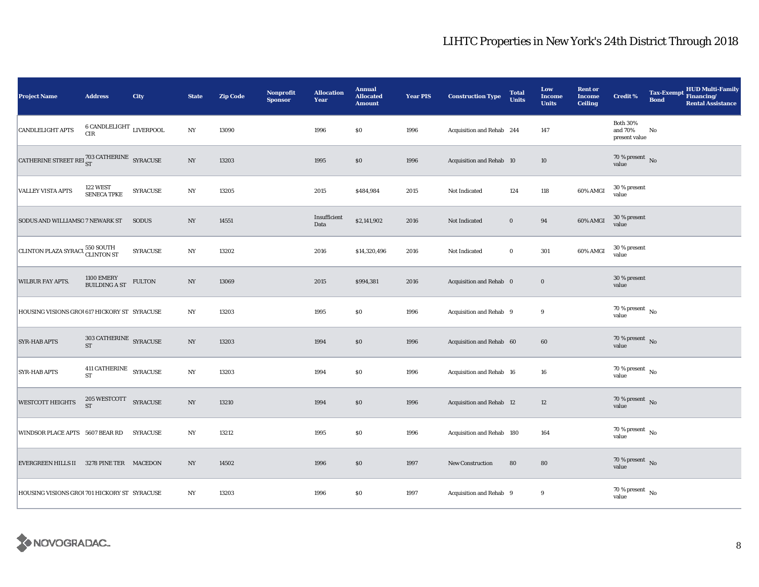# LIHTC Properties in New York's 24th District Through 2018

| Project Name | Address | City | State | Zip Code | Nonprofit Sponsor | Allocation Year | Annual Allocated Amount | Year PIS | Construction Type | Total Units | Low Income Units | Rent or Income Ceiling | Credit % | Tax-Exempt Bond | HUD Multi-Family Financing/ Rental Assistance |
|---|---|---|---|---|---|---|---|---|---|---|---|---|---|---|---|
| CANDLELIGHT APTS | 6 CANDLELIGHT CIR | LIVERPOOL | NY | 13090 | | 1996 | $0 | 1996 | Acquisition and Rehab | 244 | 147 | | Both 30% and 70% present value | No | |
| CATHERINE STREET REI | 703 CATHERINE ST | SYRACUSE | NY | 13203 | | 1995 | $0 | 1996 | Acquisition and Rehab | 10 | 10 | | 70 % present value | No | |
| VALLEY VISTA APTS | 122 WEST SENECA TPKE | SYRACUSE | NY | 13205 | | 2015 | $484,984 | 2015 | Not Indicated | 124 | 118 | 60% AMGI | 30 % present value | | |
| SODUS AND WILLIAMSO | 7 NEWARK ST | SODUS | NY | 14551 | | Insufficient Data | $2,141,902 | 2016 | Not Indicated | 0 | 94 | 60% AMGI | 30 % present value | | |
| CLINTON PLAZA SYRACU | 550 SOUTH CLINTON ST | SYRACUSE | NY | 13202 | | 2016 | $14,320,496 | 2016 | Not Indicated | 0 | 301 | 60% AMGI | 30 % present value | | |
| WILBUR FAY APTS. | 1100 EMERY BUILDING A ST | FULTON | NY | 13069 | | 2015 | $994,381 | 2016 | Acquisition and Rehab | 0 | 0 | | 30 % present value | | |
| HOUSING VISIONS GROU | 617 HICKORY ST | SYRACUSE | NY | 13203 | | 1995 | $0 | 1996 | Acquisition and Rehab | 9 | 9 | | 70 % present value | No | |
| SYR-HAB APTS | 303 CATHERINE ST | SYRACUSE | NY | 13203 | | 1994 | $0 | 1996 | Acquisition and Rehab | 60 | 60 | | 70 % present value | No | |
| SYR-HAB APTS | 411 CATHERINE ST | SYRACUSE | NY | 13203 | | 1994 | $0 | 1996 | Acquisition and Rehab | 16 | 16 | | 70 % present value | No | |
| WESTCOTT HEIGHTS | 205 WESTCOTT ST | SYRACUSE | NY | 13210 | | 1994 | $0 | 1996 | Acquisition and Rehab | 12 | 12 | | 70 % present value | No | |
| WINDSOR PLACE APTS | 5607 BEAR RD | SYRACUSE | NY | 13212 | | 1995 | $0 | 1996 | Acquisition and Rehab | 180 | 164 | | 70 % present value | No | |
| EVERGREEN HILLS II | 3278 PINE TER | MACEDON | NY | 14502 | | 1996 | $0 | 1997 | New Construction | 80 | 80 | | 70 % present value | No | |
| HOUSING VISIONS GROU | 701 HICKORY ST | SYRACUSE | NY | 13203 | | 1996 | $0 | 1997 | Acquisition and Rehab | 9 | 9 | | 70 % present value | No | |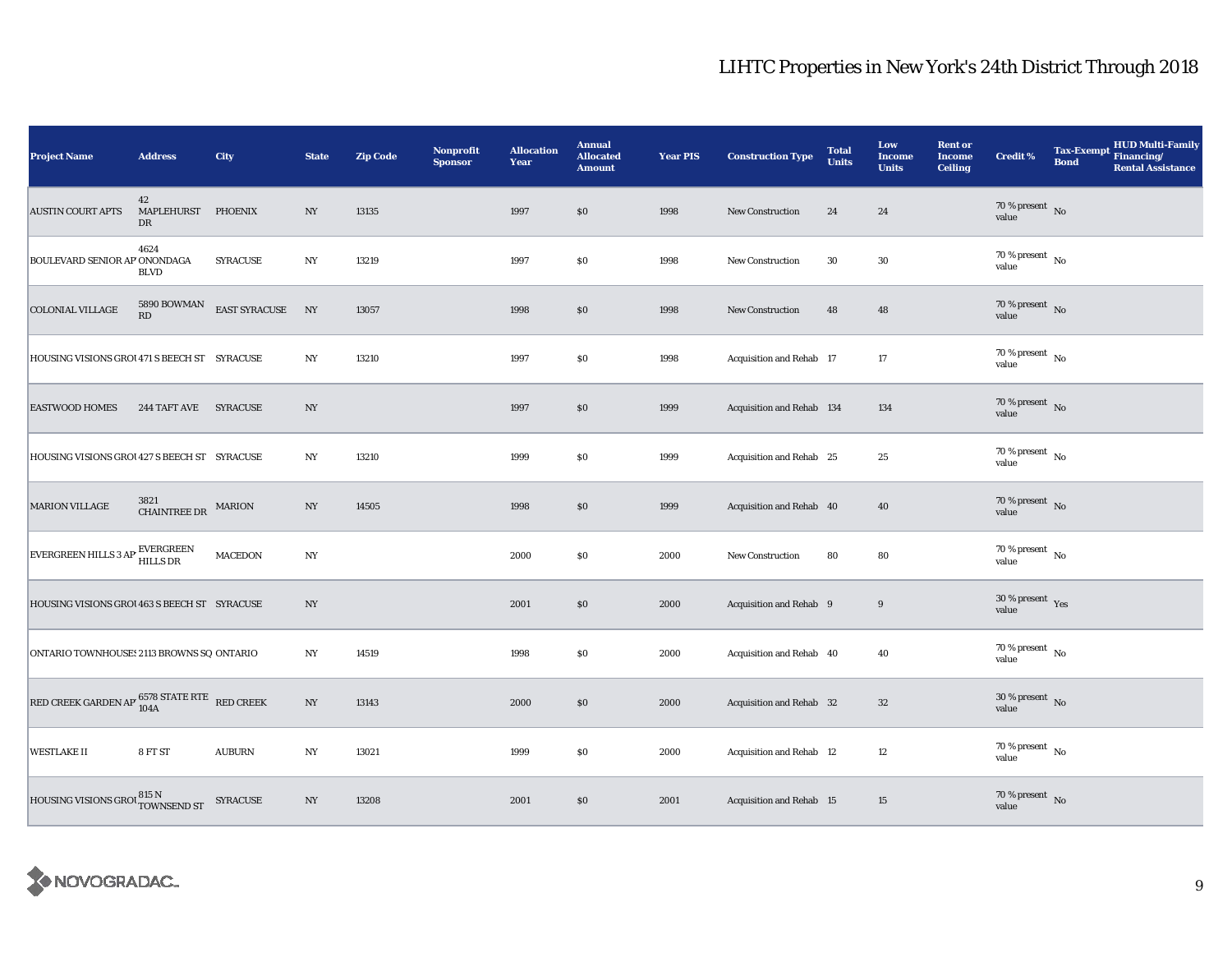# LIHTC Properties in New York's 24th District Through 2018

| Project Name | Address | City | State | Zip Code | Nonprofit Sponsor | Allocation Year | Annual Allocated Amount | Year PIS | Construction Type | Total Units | Low Income Units | Rent or Income Ceiling | Credit % | Tax-Exempt Bond | HUD Multi-Family Financing/ Rental Assistance |
|---|---|---|---|---|---|---|---|---|---|---|---|---|---|---|---|
| AUSTIN COURT APTS | 42 MAPLEHURST DR | PHOENIX | NY | 13135 | | 1997 | $0 | 1998 | New Construction | 24 | 24 | | 70 % present value | No | |
| BOULEVARD SENIOR AP | 4624 ONONDAGA BLVD | SYRACUSE | NY | 13219 | | 1997 | $0 | 1998 | New Construction | 30 | 30 | | 70 % present value | No | |
| COLONIAL VILLAGE | 5890 BOWMAN RD | EAST SYRACUSE | NY | 13057 | | 1998 | $0 | 1998 | New Construction | 48 | 48 | | 70 % present value | No | |
| HOUSING VISIONS GROU | 471 S BEECH ST | SYRACUSE | NY | 13210 | | 1997 | $0 | 1998 | Acquisition and Rehab | 17 | 17 | | 70 % present value | No | |
| EASTWOOD HOMES | 244 TAFT AVE | SYRACUSE | NY | | | 1997 | $0 | 1999 | Acquisition and Rehab | 134 | 134 | | 70 % present value | No | |
| HOUSING VISIONS GROU | 427 S BEECH ST | SYRACUSE | NY | 13210 | | 1999 | $0 | 1999 | Acquisition and Rehab | 25 | 25 | | 70 % present value | No | |
| MARION VILLAGE | 3821 CHAINTREE DR | MARION | NY | 14505 | | 1998 | $0 | 1999 | Acquisition and Rehab | 40 | 40 | | 70 % present value | No | |
| EVERGREEN HILLS 3 AP | EVERGREEN HILLS DR | MACEDON | NY | | | 2000 | $0 | 2000 | New Construction | 80 | 80 | | 70 % present value | No | |
| HOUSING VISIONS GROU | 463 S BEECH ST | SYRACUSE | NY | | | 2001 | $0 | 2000 | Acquisition and Rehab | 9 | 9 | | 30 % present value | Yes | |
| ONTARIO TOWNHOUSES | 2113 BROWNS SQ | ONTARIO | NY | 14519 | | 1998 | $0 | 2000 | Acquisition and Rehab | 40 | 40 | | 70 % present value | No | |
| RED CREEK GARDEN AP | 6578 STATE RTE 104A | RED CREEK | NY | 13143 | | 2000 | $0 | 2000 | Acquisition and Rehab | 32 | 32 | | 30 % present value | No | |
| WESTLAKE II | 8 FT ST | AUBURN | NY | 13021 | | 1999 | $0 | 2000 | Acquisition and Rehab | 12 | 12 | | 70 % present value | No | |
| HOUSING VISIONS GROU | 815 N TOWNSEND ST | SYRACUSE | NY | 13208 | | 2001 | $0 | 2001 | Acquisition and Rehab | 15 | 15 | | 70 % present value | No | |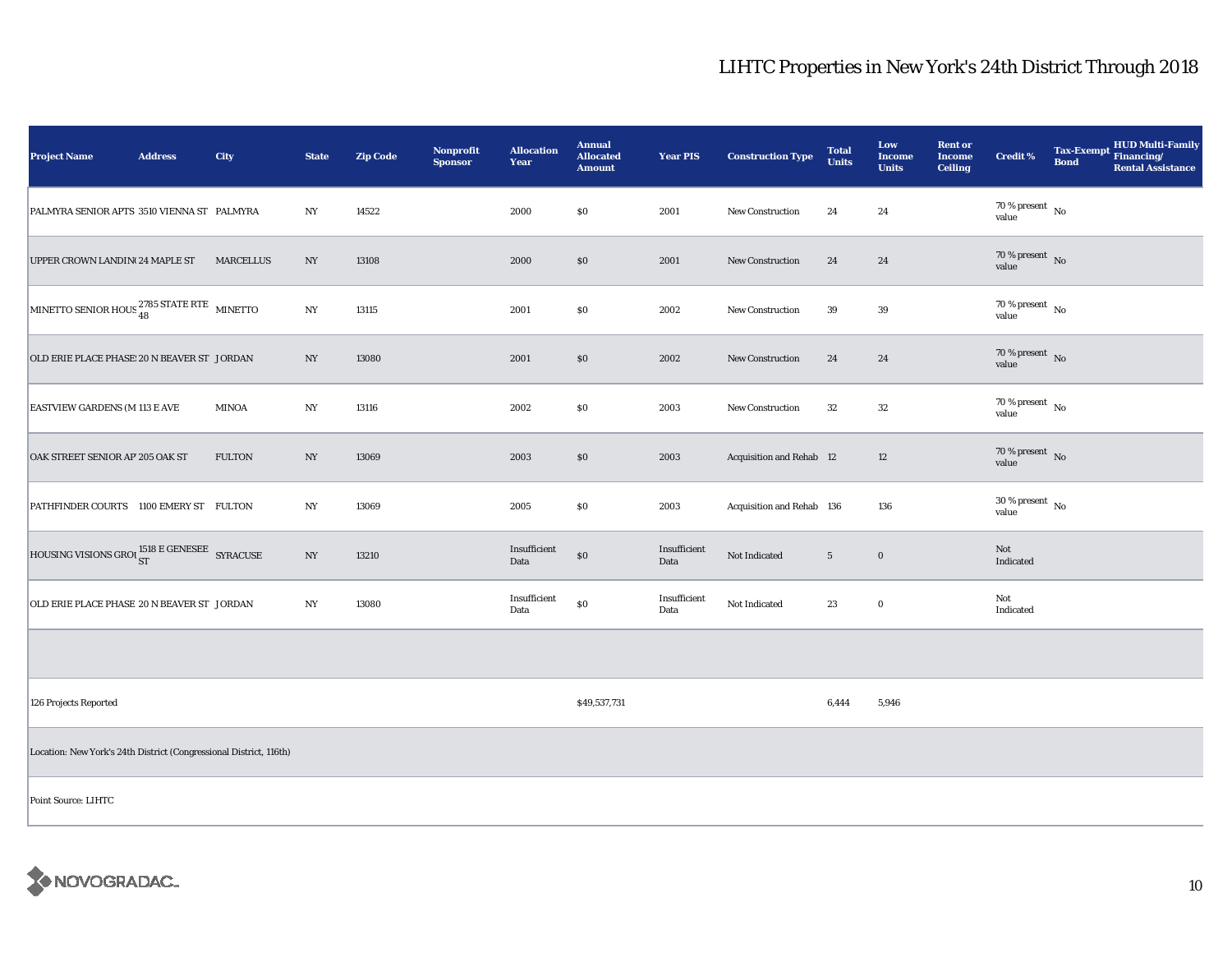# LIHTC Properties in New York's 24th District Through 2018

| Project Name | Address | City | State | Zip Code | Nonprofit Sponsor | Allocation Year | Annual Allocated Amount | Year PIS | Construction Type | Total Units | Low Income Units | Rent or Income Ceiling | Credit % | Tax-Exempt Bond | HUD Multi-Family Financing/ Rental Assistance |
|---|---|---|---|---|---|---|---|---|---|---|---|---|---|---|---|
| PALMYRA SENIOR APTS | 3510 VIENNA ST | PALMYRA | NY | 14522 | | 2000 | $0 | 2001 | New Construction | 24 | 24 | | 70 % present value | No | |
| UPPER CROWN LANDING | 24 MAPLE ST | MARCELLUS | NY | 13108 | | 2000 | $0 | 2001 | New Construction | 24 | 24 | | 70 % present value | No | |
| MINETTO SENIOR HOUS | 2785 STATE RTE 48 | MINETTO | NY | 13115 | | 2001 | $0 | 2002 | New Construction | 39 | 39 | | 70 % present value | No | |
| OLD ERIE PLACE PHASE | 20 N BEAVER ST | JORDAN | NY | 13080 | | 2001 | $0 | 2002 | New Construction | 24 | 24 | | 70 % present value | No | |
| EASTVIEW GARDENS (M | 113 E AVE | MINOA | NY | 13116 | | 2002 | $0 | 2003 | New Construction | 32 | 32 | | 70 % present value | No | |
| OAK STREET SENIOR AP | 205 OAK ST | FULTON | NY | 13069 | | 2003 | $0 | 2003 | Acquisition and Rehab | 12 | 12 | | 70 % present value | No | |
| PATHFINDER COURTS | 1100 EMERY ST | FULTON | NY | 13069 | | 2005 | $0 | 2003 | Acquisition and Rehab | 136 | 136 | | 30 % present value | No | |
| HOUSING VISIONS GROU | 1518 E GENESEE ST | SYRACUSE | NY | 13210 | | Insufficient Data | $0 | Insufficient Data | Not Indicated | 5 | 0 | | Not Indicated | | |
| OLD ERIE PLACE PHASE | 20 N BEAVER ST | JORDAN | NY | 13080 | | Insufficient Data | $0 | Insufficient Data | Not Indicated | 23 | 0 | | Not Indicated | | |
| | | | | | | | | | | | | | | | |
| 126 Projects Reported | | | | | | | $49,537,731 | | | 6,444 | 5,946 | | | | |
| Location: New York's 24th District (Congressional District, 116th) | | | | | | | | | | | | | | | |
| Point Source: LIHTC | | | | | | | | | | | | | | | |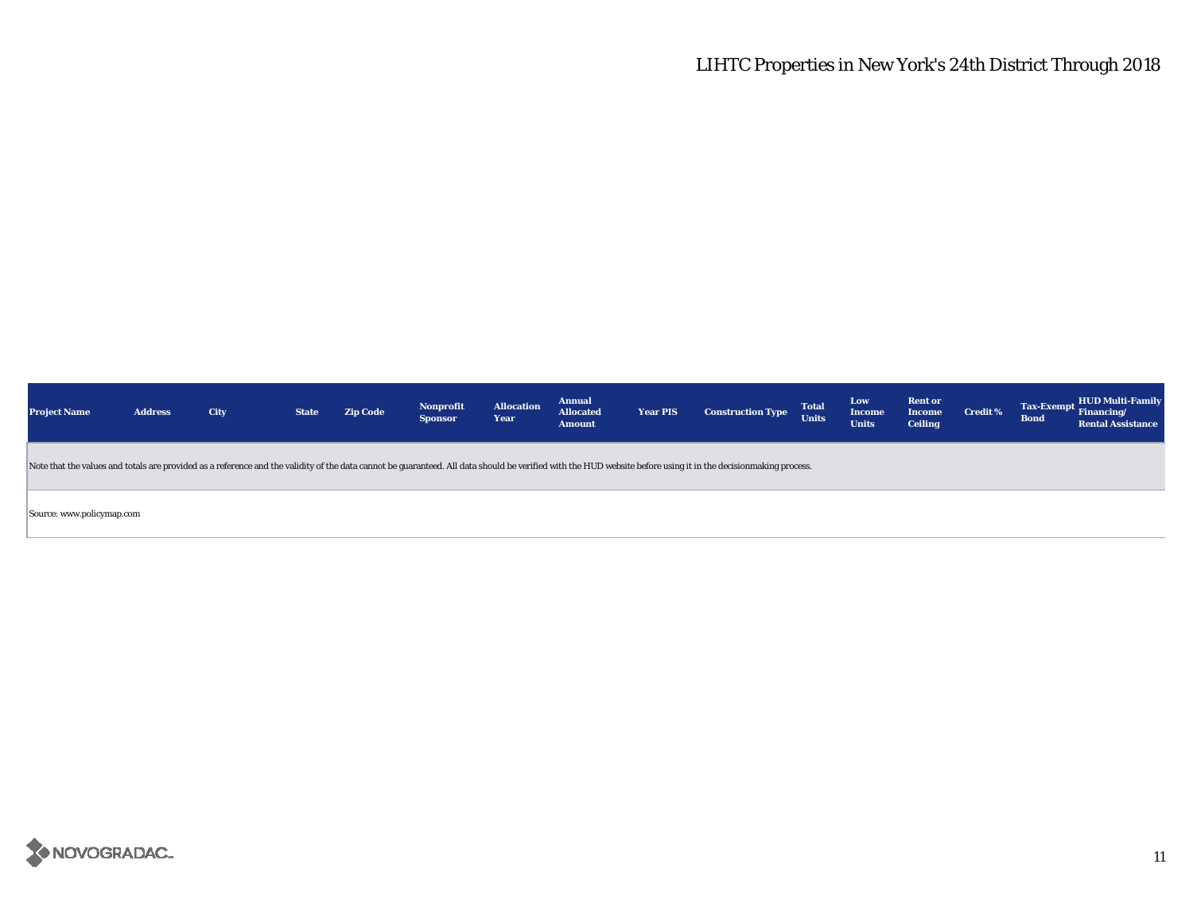# LIHTC Properties in New York's 24th District Through 2018

| Project Name | Address | City | State | Zip Code | Nonprofit Sponsor | Allocation Year | Annual Allocated Amount | Year PIS | Construction Type | Total Units | Low Income Units | Rent or Income Ceiling | Credit % | Tax-Exempt Bond | HUD Multi-Family Financing/ Rental Assistance |
|---|---|---|---|---|---|---|---|---|---|---|---|---|---|---|---|

Note that the values and totals are provided as a reference and the validity of the data cannot be guaranteed. All data should be verified with the HUD website before using it in the decisionmaking process.

Source: www.policymap.com